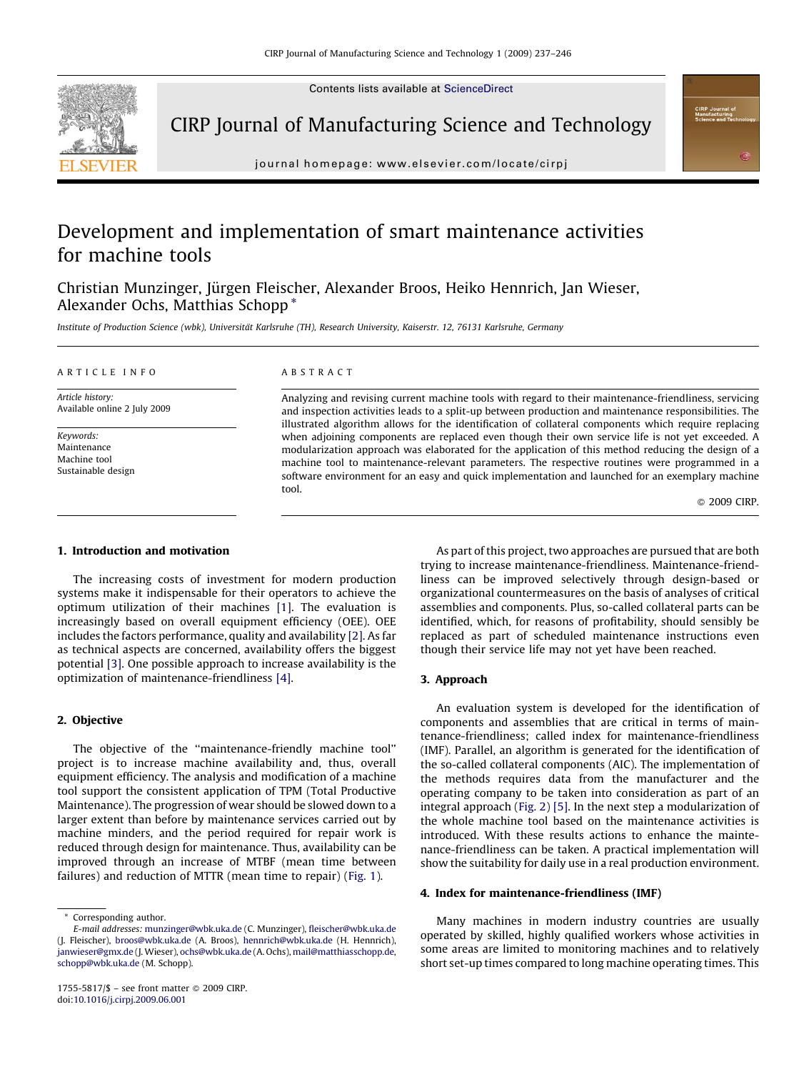# Development and implementation of smart maintenance activities for machine tools

Christian Munzinger, Jürgen Fleischer, Alexander Broos, Heiko Hennrich, Jan Wieser, Alexander Ochs, Matthias Schopp *

*Institute of Production Science (wbk), Universität Karlsruhe (TH), Research University, Kaiserstr. 12, 76131 Karlsruhe, Germany*

ARTICLE INFO

*Article history:*
Available online 2 July 2009

*Keywords:*
Maintenance
Machine tool
Sustainable design

ABSTRACT

Analyzing and revising current machine tools with regard to their maintenance-friendliness, servicing and inspection activities leads to a split-up between production and maintenance responsibilities. The illustrated algorithm allows for the identification of collateral components which require replacing when adjoining components are replaced even though their own service life is not yet exceeded. A modularization approach was elaborated for the application of this method reducing the design of a machine tool to maintenance-relevant parameters. The respective routines were programmed in a software environment for an easy and quick implementation and launched for an exemplary machine tool.

© 2009 CIRP.

## 1. Introduction and motivation

The increasing costs of investment for modern production systems make it indispensable for their operators to achieve the optimum utilization of their machines [1]. The evaluation is increasingly based on overall equipment efficiency (OEE). OEE includes the factors performance, quality and availability [2]. As far as technical aspects are concerned, availability offers the biggest potential [3]. One possible approach to increase availability is the optimization of maintenance-friendliness [4].

## 2. Objective

The objective of the "maintenance-friendly machine tool" project is to increase machine availability and, thus, overall equipment efficiency. The analysis and modification of a machine tool support the consistent application of TPM (Total Productive Maintenance). The progression of wear should be slowed down to a larger extent than before by maintenance services carried out by machine minders, and the period required for repair work is reduced through design for maintenance. Thus, availability can be improved through an increase of MTBF (mean time between failures) and reduction of MTTR (mean time to repair) (Fig. 1).

As part of this project, two approaches are pursued that are both trying to increase maintenance-friendliness. Maintenance-friendliness can be improved selectively through design-based or organizational countermeasures on the basis of analyses of critical assemblies and components. Plus, so-called collateral parts can be identified, which, for reasons of profitability, should sensibly be replaced as part of scheduled maintenance instructions even though their service life may not yet have been reached.

## 3. Approach

An evaluation system is developed for the identification of components and assemblies that are critical in terms of maintenance-friendliness; called index for maintenance-friendliness (IMF). Parallel, an algorithm is generated for the identification of the so-called collateral components (AIC). The implementation of the methods requires data from the manufacturer and the operating company to be taken into consideration as part of an integral approach (Fig. 2) [5]. In the next step a modularization of the whole machine tool based on the maintenance activities is introduced. With these results actions to enhance the maintenance-friendliness can be taken. A practical implementation will show the suitability for daily use in a real production environment.

## 4. Index for maintenance-friendliness (IMF)

Many machines in modern industry countries are usually operated by skilled, highly qualified workers whose activities in some areas are limited to monitoring machines and to relatively short set-up times compared to long machine operating times. This

---

* Corresponding author.
*E-mail addresses:* munzinger@wbk.uka.de (C. Munzinger), fleischer@wbk.uka.de (J. Fleischer), broos@wbk.uka.de (A. Broos), hennrich@wbk.uka.de (H. Hennrich), janwieser@gmx.de (J. Wieser), ochs@wbk.uka.de (A. Ochs), mail@matthiasschopp.de, schopp@wbk.uka.de (M. Schopp).

1755-5817/$ – see front matter © 2009 CIRP.
doi:10.1016/j.cirpj.2009.06.001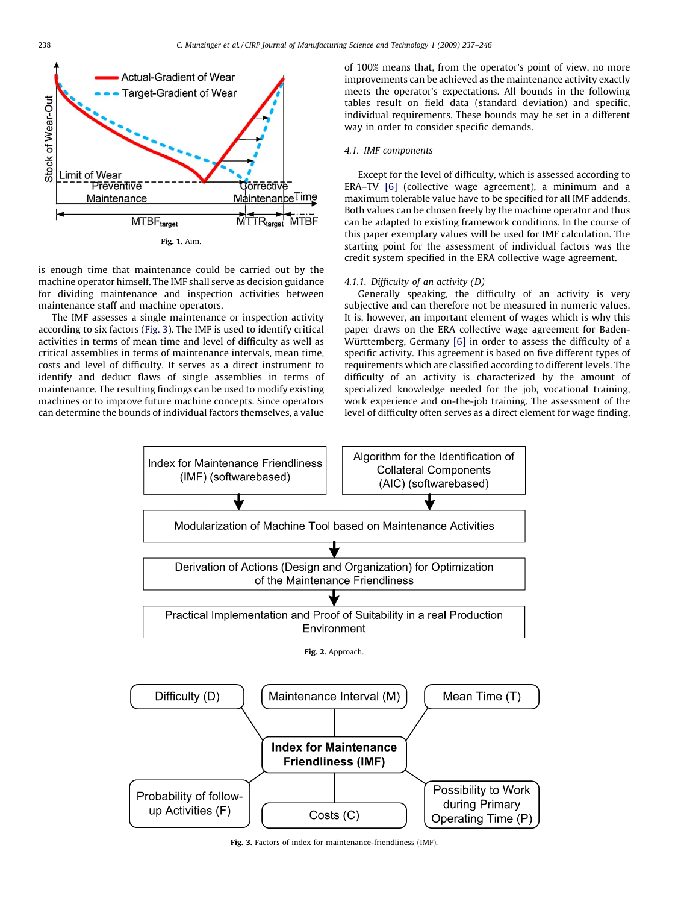Fig. 1. Aim.

is enough time that maintenance could be carried out by the machine operator himself. The IMF shall serve as decision guidance for dividing maintenance and inspection activities between maintenance staff and machine operators.

The IMF assesses a single maintenance or inspection activity according to six factors (Fig. 3). The IMF is used to identify critical activities in terms of mean time and level of difficulty as well as critical assemblies in terms of maintenance intervals, mean time, costs and level of difficulty. It serves as a direct instrument to identify and deduct flaws of single assemblies in terms of maintenance. The resulting findings can be used to modify existing machines or to improve future machine concepts. Since operators can determine the bounds of individual factors themselves, a value of 100% means that, from the operator's point of view, no more improvements can be achieved as the maintenance activity exactly meets the operator's expectations. All bounds in the following tables result on field data (standard deviation) and specific, individual requirements. These bounds may be set in a different way in order to consider specific demands.

### 4.1. IMF components

Except for the level of difficulty, which is assessed according to ERA–TV [6] (collective wage agreement), a minimum and a maximum tolerable value have to be specified for all IMF addends. Both values can be chosen freely by the machine operator and thus can be adapted to existing framework conditions. In the course of this paper exemplary values will be used for IMF calculation. The starting point for the assessment of individual factors was the credit system specified in the ERA collective wage agreement.

#### 4.1.1. Difficulty of an activity (D)

Generally speaking, the difficulty of an activity is very subjective and can therefore not be measured in numeric values. It is, however, an important element of wages which is why this paper draws on the ERA collective wage agreement for Baden-Württemberg, Germany [6] in order to assess the difficulty of a specific activity. This agreement is based on five different types of requirements which are classified according to different levels. The difficulty of an activity is characterized by the amount of specialized knowledge needed for the job, vocational training, work experience and on-the-job training. The assessment of the level of difficulty often serves as a direct element for wage finding,

Fig. 2. Approach.

Fig. 3. Factors of index for maintenance-friendliness (IMF).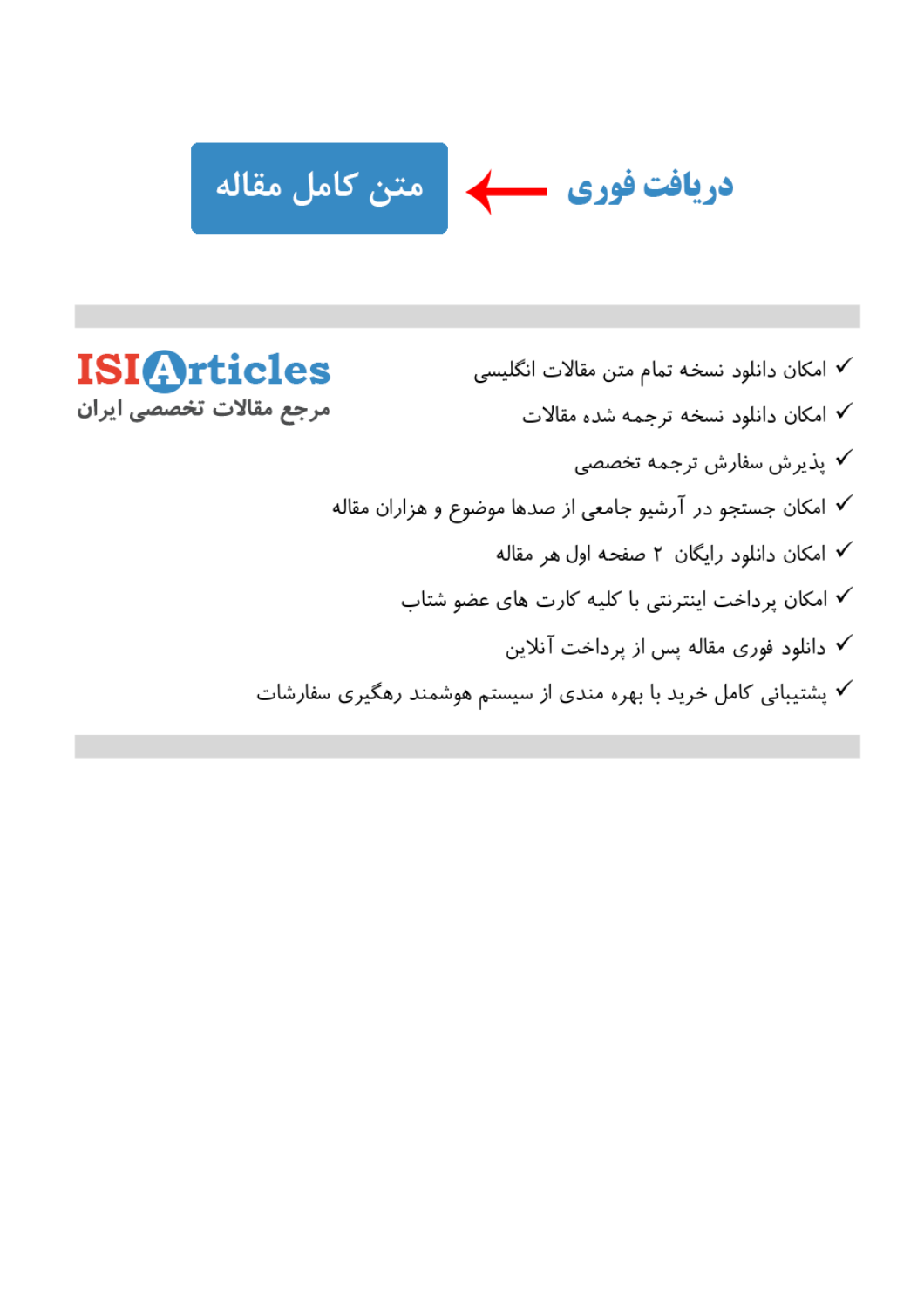دریافت فوری ← متن کامل مقاله

**ISIArticles**
مرجع مقالات تخصصی ایران

- ✓ امکان دانلود نسخه تمام متن مقالات انگلیسی
- ✓ امکان دانلود نسخه ترجمه شده مقالات
- ✓ پذیرش سفارش ترجمه تخصصی
- ✓ امکان جستجو در آرشیو جامعی از صدها موضوع و هزاران مقاله
- ✓ امکان دانلود رایگان ۲ صفحه اول هر مقاله
- ✓ امکان پرداخت اینترنتی با کلیه کارت های عضو شتاب
- ✓ دانلود فوری مقاله پس از پرداخت آنلاین
- ✓ پشتیبانی کامل خرید با بهره مندی از سیستم هوشمند رهگیری سفارشات